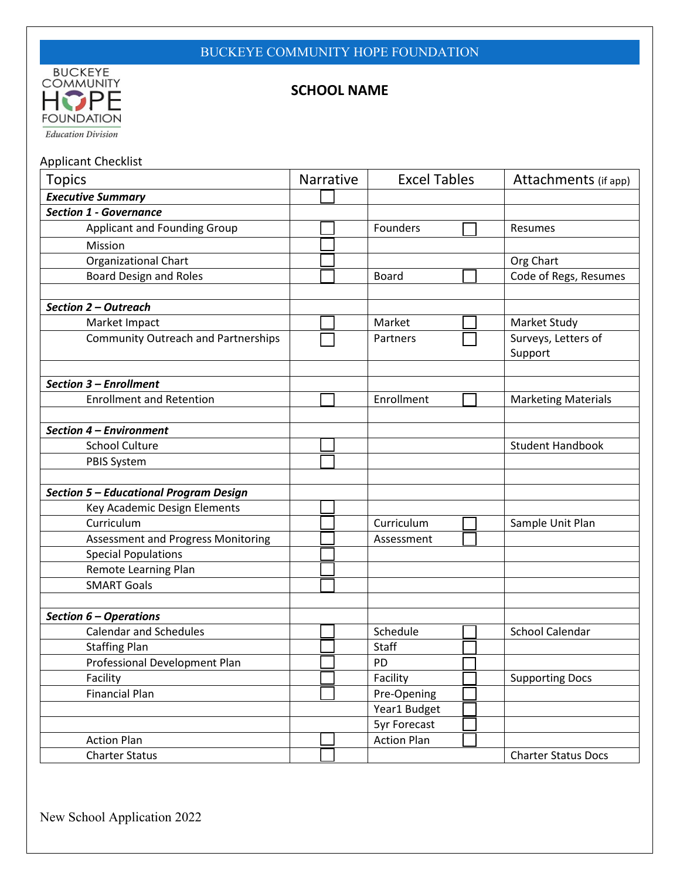BUCKEYE COMMUNITY HOPE FOUNDATION

BUCKEYE COMMUNITY HOPE FOUNDATION
*Education Division*

**SCHOOL NAME**

Applicant Checklist

| Topics | Narrative | Excel Tables | Attachments (if app) |
|---|---|---|---|
| ***Executive Summary*** | ☐ | | |
| ***Section 1 - Governance*** | | | |
| Applicant and Founding Group | ☐ | Founders ☐ | Resumes |
| Mission | ☐ | | |
| Organizational Chart | ☐ | | Org Chart |
| Board Design and Roles | ☐ | Board ☐ | Code of Regs, Resumes |
| | | | |
| ***Section 2 – Outreach*** | | | |
| Market Impact | ☐ | Market ☐ | Market Study |
| Community Outreach and Partnerships | ☐ | Partners ☐ | Surveys, Letters of Support |
| | | | |
| ***Section 3 – Enrollment*** | | | |
| Enrollment and Retention | ☐ | Enrollment ☐ | Marketing Materials |
| | | | |
| ***Section 4 – Environment*** | | | |
| School Culture | ☐ | | Student Handbook |
| PBIS System | ☐ | | |
| | | | |
| ***Section 5 – Educational Program Design*** | | | |
| Key Academic Design Elements | ☐ | | |
| Curriculum | ☐ | Curriculum ☐ | Sample Unit Plan |
| Assessment and Progress Monitoring | ☐ | Assessment ☐ | |
| Special Populations | ☐ | | |
| Remote Learning Plan | ☐ | | |
| SMART Goals | ☐ | | |
| | | | |
| ***Section 6 – Operations*** | | | |
| Calendar and Schedules | ☐ | Schedule ☐ | School Calendar |
| Staffing Plan | ☐ | Staff ☐ | |
| Professional Development Plan | ☐ | PD ☐ | |
| Facility | ☐ | Facility ☐ | Supporting Docs |
| Financial Plan | ☐ | Pre-Opening ☐ | |
| | | Year1 Budget ☐ | |
| | | 5yr Forecast ☐ | |
| Action Plan | ☐ | Action Plan ☐ | |
| Charter Status | ☐ | | Charter Status Docs |

New School Application 2022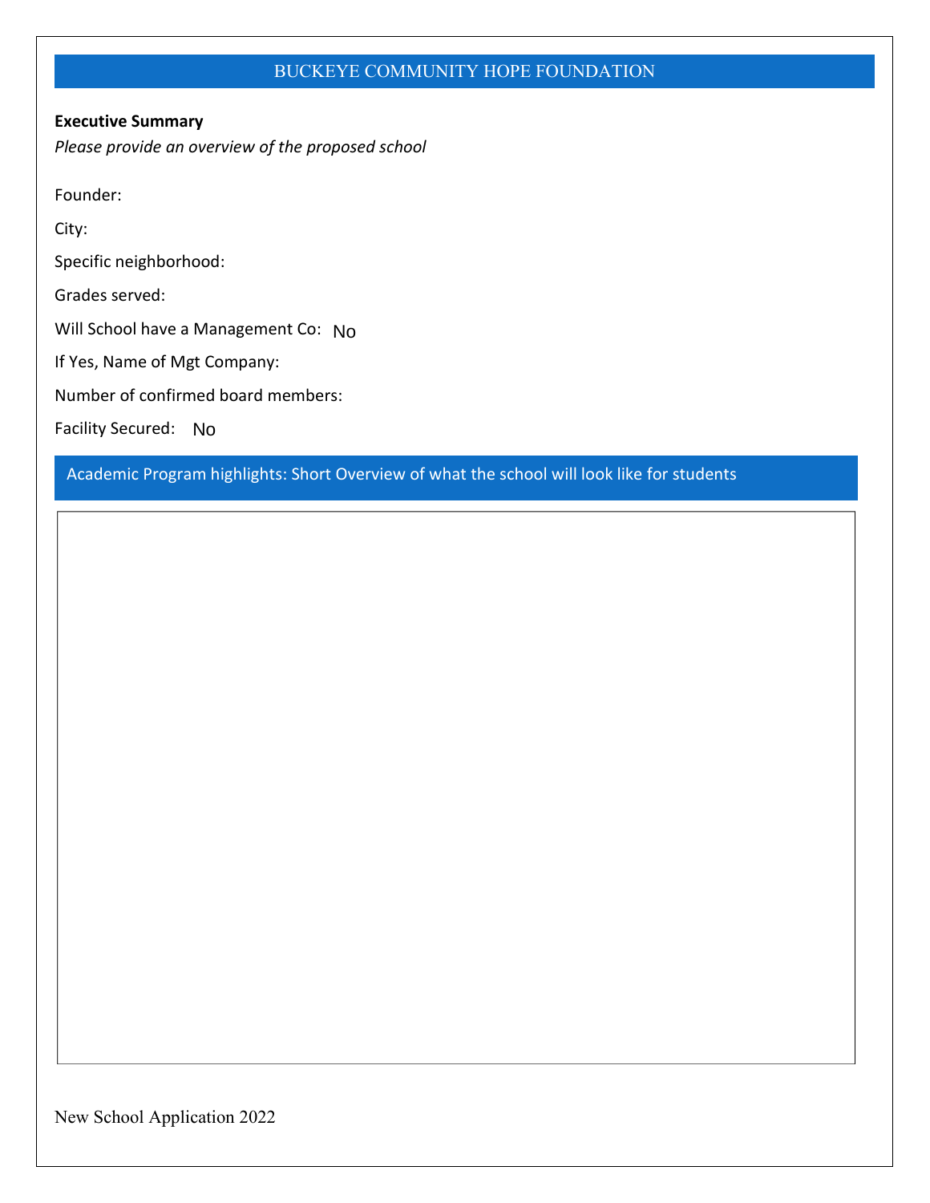## BUCKEYE COMMUNITY HOPE FOUNDATION

**Executive Summary**

*Please provide an overview of the proposed school*

Founder:

City:

Specific neighborhood:

Grades served:

Will School have a Management Co: No

If Yes, Name of Mgt Company:

Number of confirmed board members:

Facility Secured: No

### Academic Program highlights: Short Overview of what the school will look like for students

New School Application 2022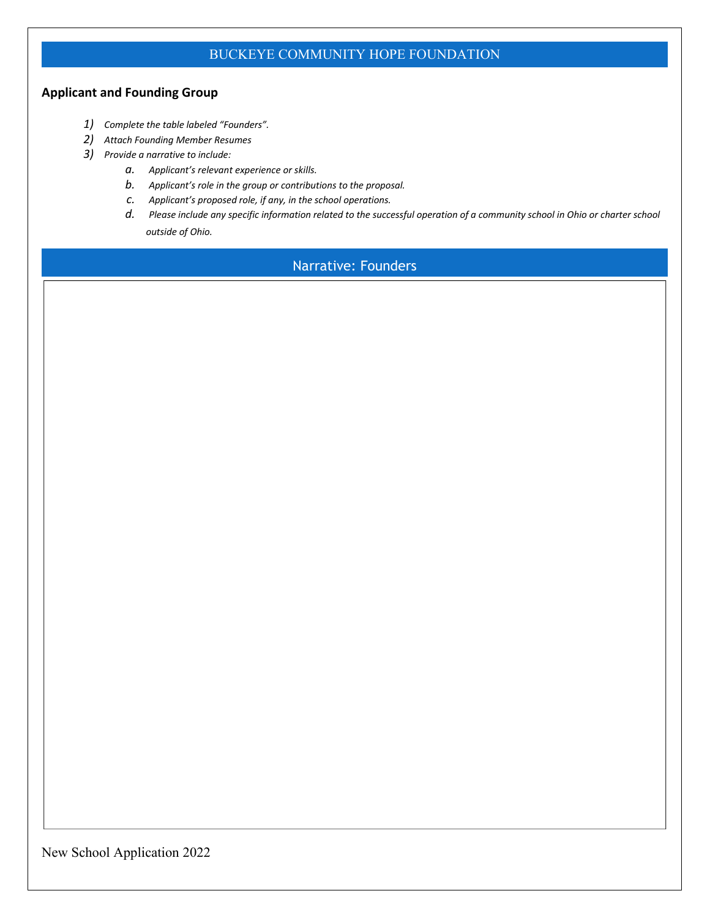# BUCKEYE COMMUNITY HOPE FOUNDATION

## Applicant and Founding Group

1) *Complete the table labeled "Founders".*
2) *Attach Founding Member Resumes*
3) *Provide a narrative to include:*
    a. *Applicant's relevant experience or skills.*
    b. *Applicant's role in the group or contributions to the proposal.*
    c. *Applicant's proposed role, if any, in the school operations.*
    d. *Please include any specific information related to the successful operation of a community school in Ohio or charter school outside of Ohio.*

## Narrative: Founders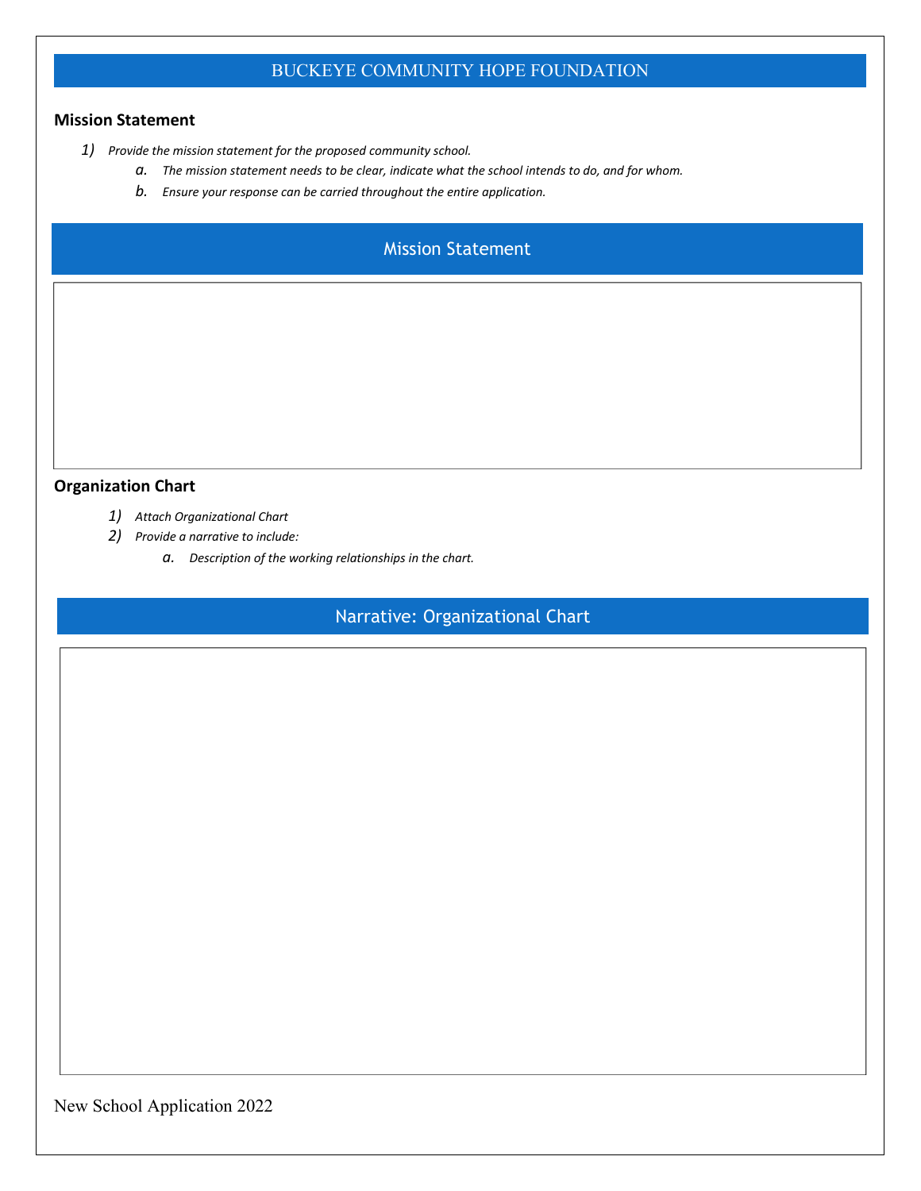# BUCKEYE COMMUNITY HOPE FOUNDATION

## Mission Statement

1) *Provide the mission statement for the proposed community school.*
   a. *The mission statement needs to be clear, indicate what the school intends to do, and for whom.*
   b. *Ensure your response can be carried throughout the entire application.*

### Mission Statement

## Organization Chart

1) *Attach Organizational Chart*
2) *Provide a narrative to include:*
   a. *Description of the working relationships in the chart.*

### Narrative: Organizational Chart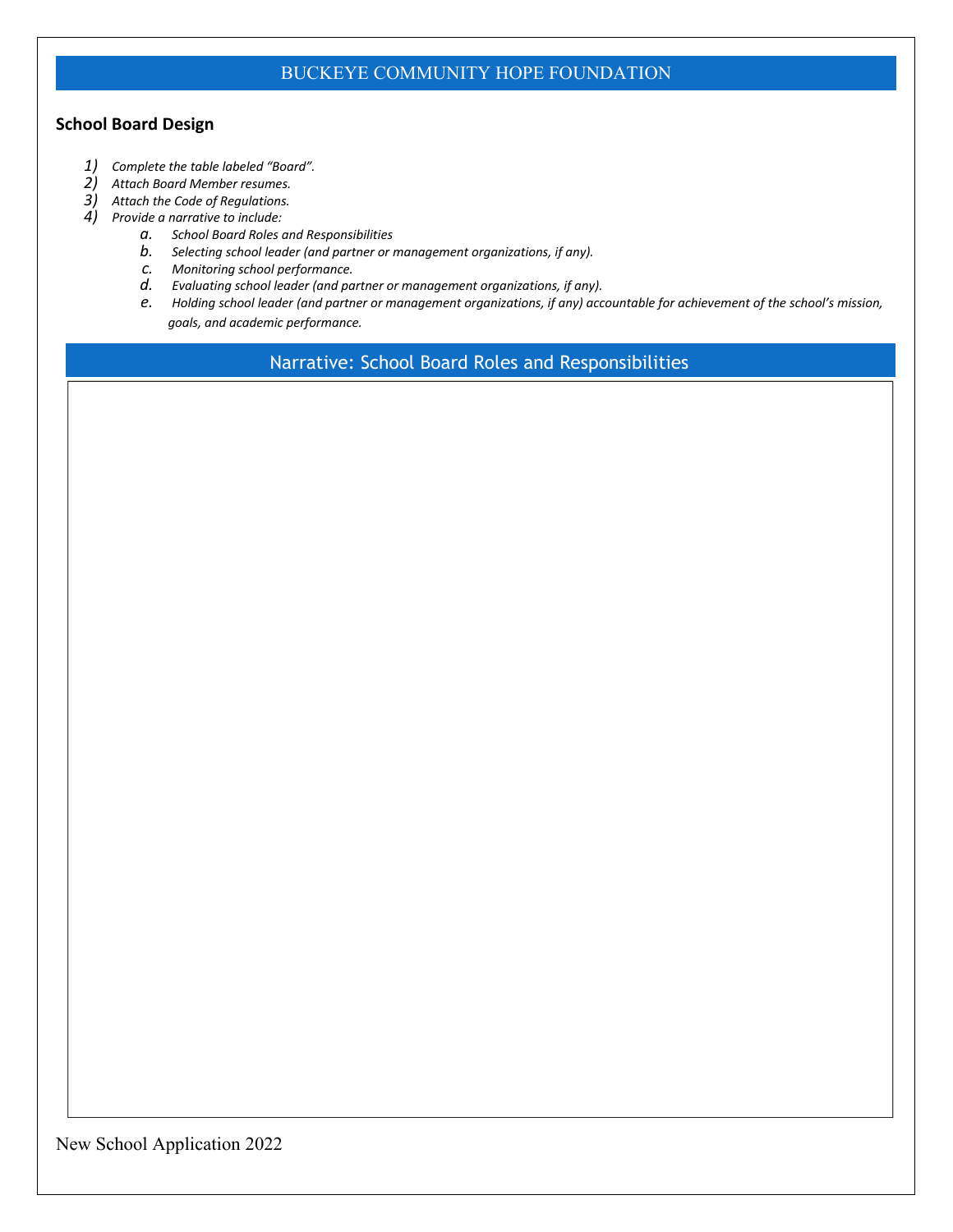BUCKEYE COMMUNITY HOPE FOUNDATION

## School Board Design

1) *Complete the table labeled "Board".*
2) *Attach Board Member resumes.*
3) *Attach the Code of Regulations.*
4) *Provide a narrative to include:*
    a. *School Board Roles and Responsibilities*
    b. *Selecting school leader (and partner or management organizations, if any).*
    c. *Monitoring school performance.*
    d. *Evaluating school leader (and partner or management organizations, if any).*
    e. *Holding school leader (and partner or management organizations, if any) accountable for achievement of the school's mission, goals, and academic performance.*

### Narrative: School Board Roles and Responsibilities

New School Application 2022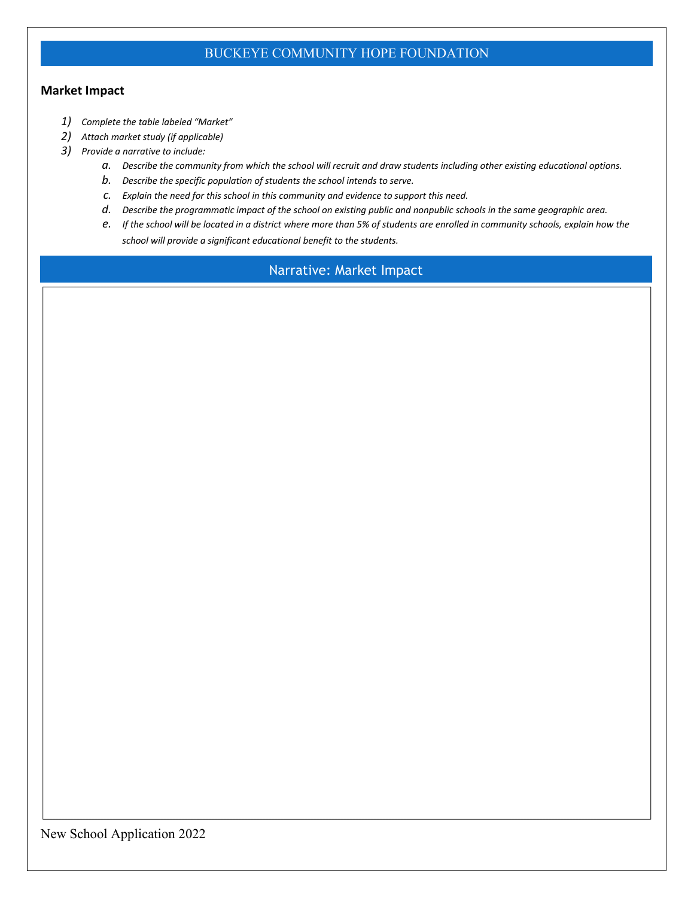## BUCKEYE COMMUNITY HOPE FOUNDATION

### Market Impact

1) *Complete the table labeled "Market"*
2) *Attach market study (if applicable)*
3) *Provide a narrative to include:*
   a. *Describe the community from which the school will recruit and draw students including other existing educational options.*
   b. *Describe the specific population of students the school intends to serve.*
   c. *Explain the need for this school in this community and evidence to support this need.*
   d. *Describe the programmatic impact of the school on existing public and nonpublic schools in the same geographic area.*
   e. *If the school will be located in a district where more than 5% of students are enrolled in community schools, explain how the school will provide a significant educational benefit to the students.*

### Narrative: Market Impact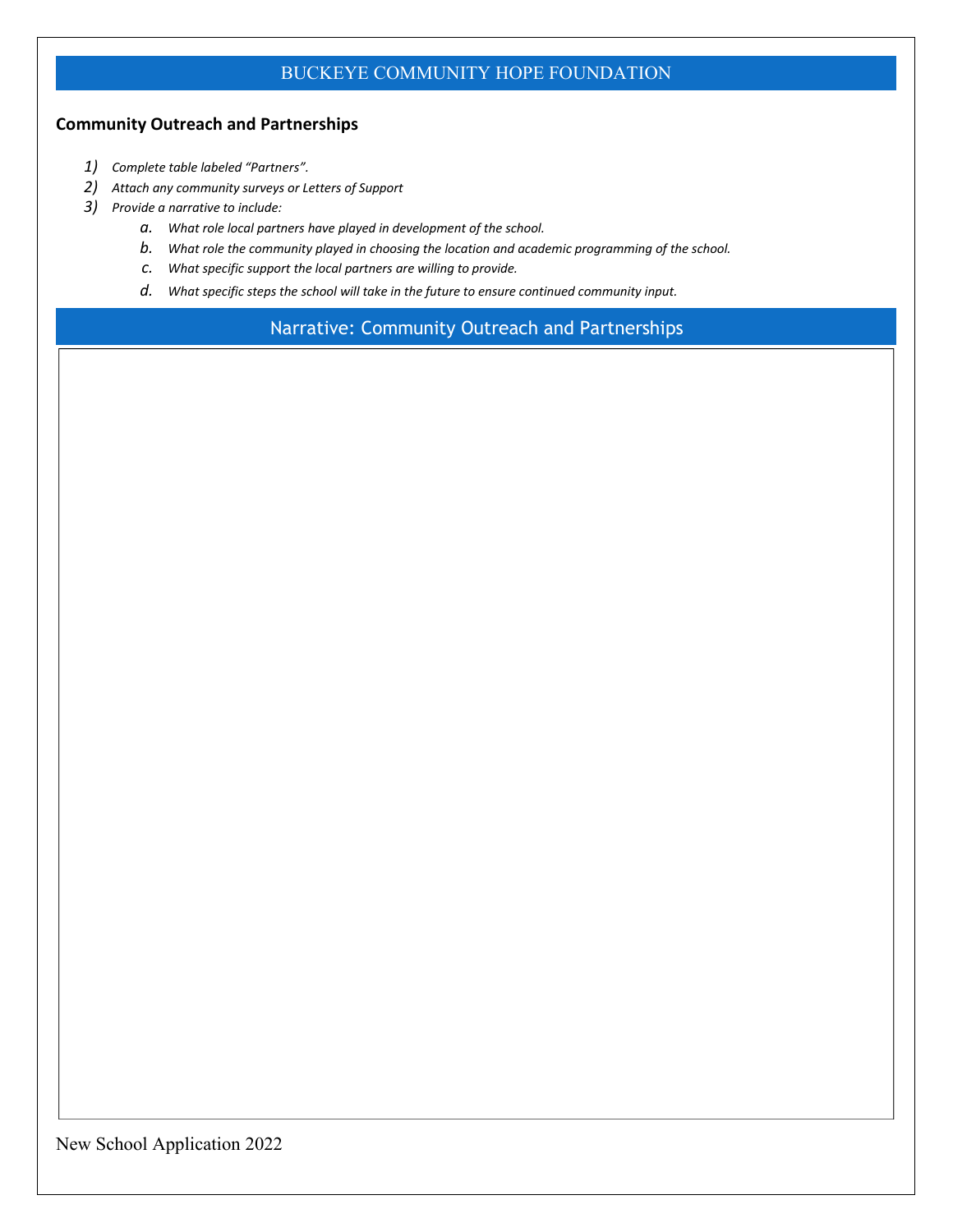# BUCKEYE COMMUNITY HOPE FOUNDATION

## Community Outreach and Partnerships

1) *Complete table labeled "Partners".*
2) *Attach any community surveys or Letters of Support*
3) *Provide a narrative to include:*
    a. *What role local partners have played in development of the school.*
    b. *What role the community played in choosing the location and academic programming of the school.*
    c. *What specific support the local partners are willing to provide.*
    d. *What specific steps the school will take in the future to ensure continued community input.*

## Narrative: Community Outreach and Partnerships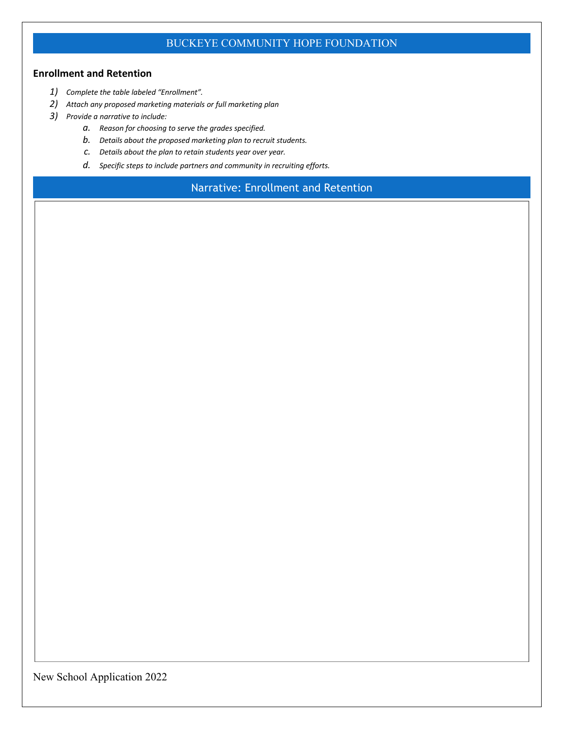## BUCKEYE COMMUNITY HOPE FOUNDATION

### Enrollment and Retention

1) *Complete the table labeled "Enrollment".*
2) *Attach any proposed marketing materials or full marketing plan*
3) *Provide a narrative to include:*
   a. *Reason for choosing to serve the grades specified.*
   b. *Details about the proposed marketing plan to recruit students.*
   c. *Details about the plan to retain students year over year.*
   d. *Specific steps to include partners and community in recruiting efforts.*

## Narrative: Enrollment and Retention

New School Application 2022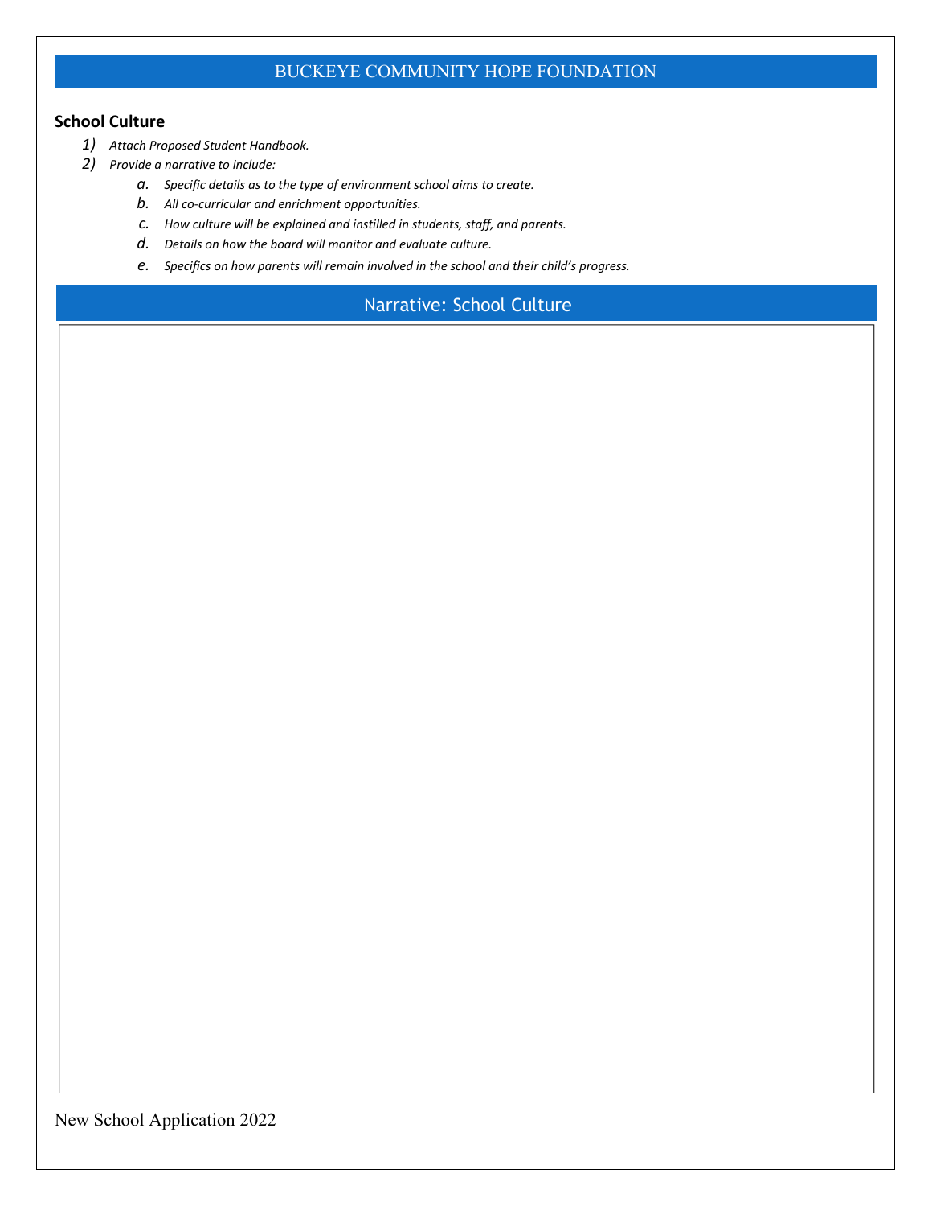## BUCKEYE COMMUNITY HOPE FOUNDATION

**School Culture**

1) *Attach Proposed Student Handbook.*
2) *Provide a narrative to include:*
    a. *Specific details as to the type of environment school aims to create.*
    b. *All co-curricular and enrichment opportunities.*
    c. *How culture will be explained and instilled in students, staff, and parents.*
    d. *Details on how the board will monitor and evaluate culture.*
    e. *Specifics on how parents will remain involved in the school and their child's progress.*

### Narrative: School Culture

New School Application 2022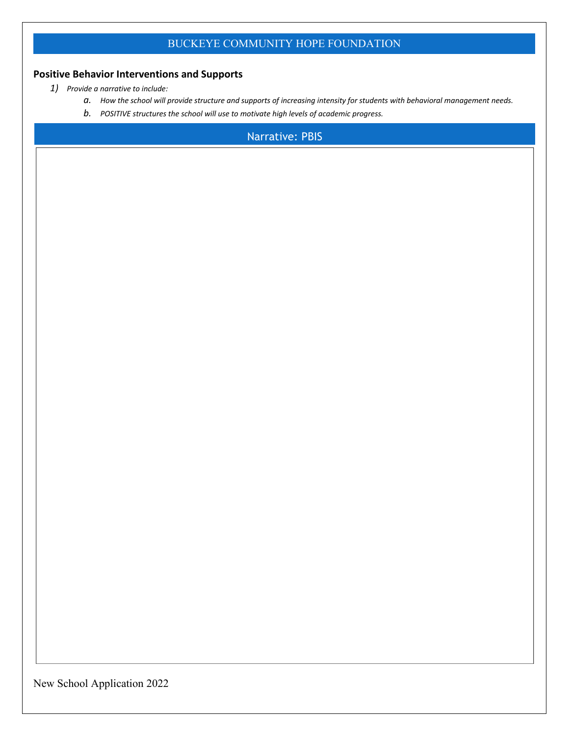## BUCKEYE COMMUNITY HOPE FOUNDATION

### Positive Behavior Interventions and Supports

1) *Provide a narrative to include:*
   - a. *How the school will provide structure and supports of increasing intensity for students with behavioral management needs.*
   - b. *POSITIVE structures the school will use to motivate high levels of academic progress.*

### Narrative: PBIS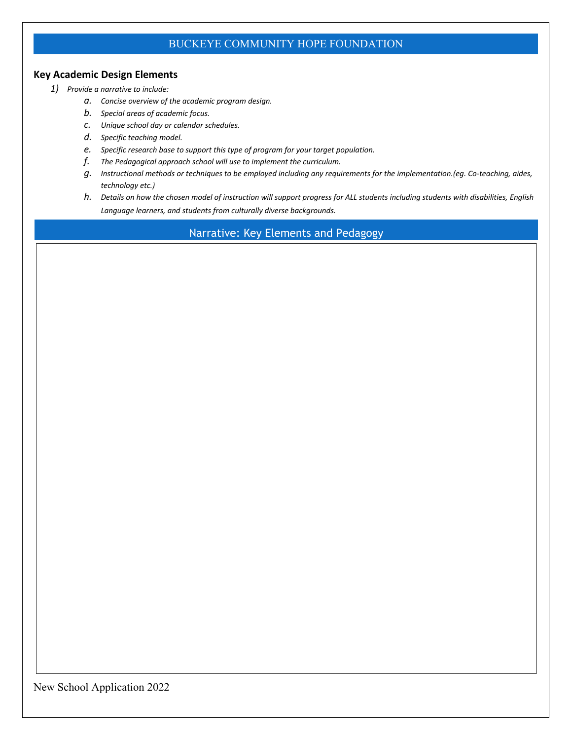## BUCKEYE COMMUNITY HOPE FOUNDATION

### Key Academic Design Elements

1) *Provide a narrative to include:*
   a. *Concise overview of the academic program design.*
   b. *Special areas of academic focus.*
   c. *Unique school day or calendar schedules.*
   d. *Specific teaching model.*
   e. *Specific research base to support this type of program for your target population.*
   f. *The Pedagogical approach school will use to implement the curriculum.*
   g. *Instructional methods or techniques to be employed including any requirements for the implementation.(eg. Co-teaching, aides, technology etc.)*
   h. *Details on how the chosen model of instruction will support progress for ALL students including students with disabilities, English Language learners, and students from culturally diverse backgrounds.*

### Narrative: Key Elements and Pedagogy

New School Application 2022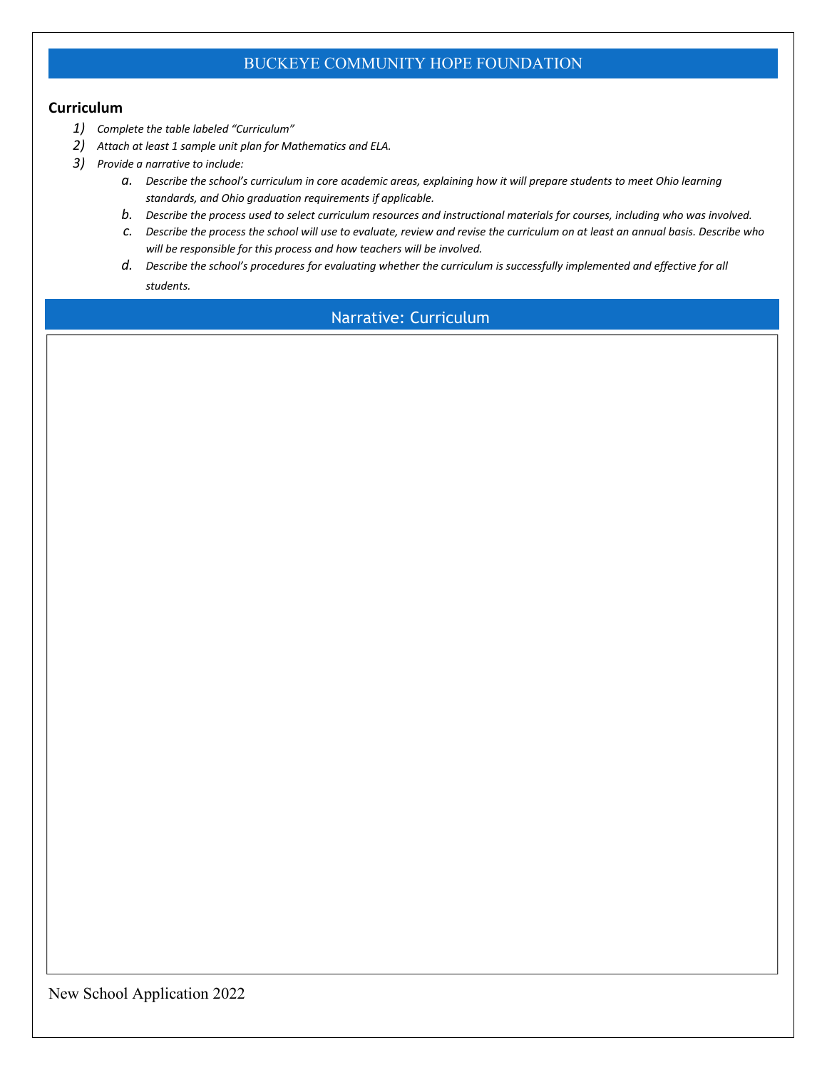## BUCKEYE COMMUNITY HOPE FOUNDATION

### Curriculum

1) *Complete the table labeled "Curriculum"*
2) *Attach at least 1 sample unit plan for Mathematics and ELA.*
3) *Provide a narrative to include:*
    a. *Describe the school's curriculum in core academic areas, explaining how it will prepare students to meet Ohio learning standards, and Ohio graduation requirements if applicable.*
    b. *Describe the process used to select curriculum resources and instructional materials for courses, including who was involved.*
    c. *Describe the process the school will use to evaluate, review and revise the curriculum on at least an annual basis. Describe who will be responsible for this process and how teachers will be involved.*
    d. *Describe the school's procedures for evaluating whether the curriculum is successfully implemented and effective for all students.*

### Narrative: Curriculum

New School Application 2022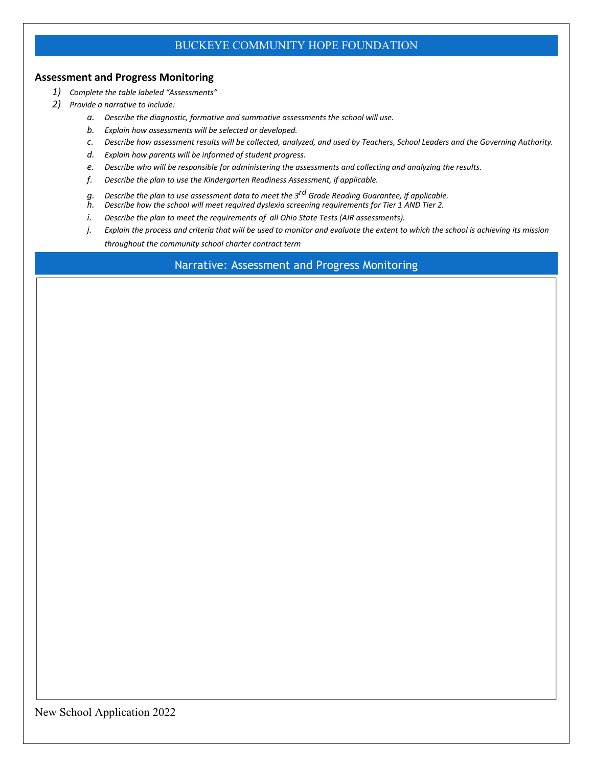## BUCKEYE COMMUNITY HOPE FOUNDATION

### Assessment and Progress Monitoring

1) *Complete the table labeled "Assessments"*
2) *Provide a narrative to include:*
    a. *Describe the diagnostic, formative and summative assessments the school will use.*
    b. *Explain how assessments will be selected or developed.*
    c. *Describe how assessment results will be collected, analyzed, and used by Teachers, School Leaders and the Governing Authority.*
    d. *Explain how parents will be informed of student progress.*
    e. *Describe who will be responsible for administering the assessments and collecting and analyzing the results.*
    f. *Describe the plan to use the Kindergarten Readiness Assessment, if applicable.*
    g. *Describe the plan to use assessment data to meet the 3rd Grade Reading Guarantee, if applicable.*
    h. *Describe how the school will meet required dyslexia screening requirements for Tier 1 AND Tier 2.*
    i. *Describe the plan to meet the requirements of all Ohio State Tests (AIR assessments).*
    j. *Explain the process and criteria that will be used to monitor and evaluate the extent to which the school is achieving its mission throughout the community school charter contract term*

### Narrative: Assessment and Progress Monitoring

New School Application 2022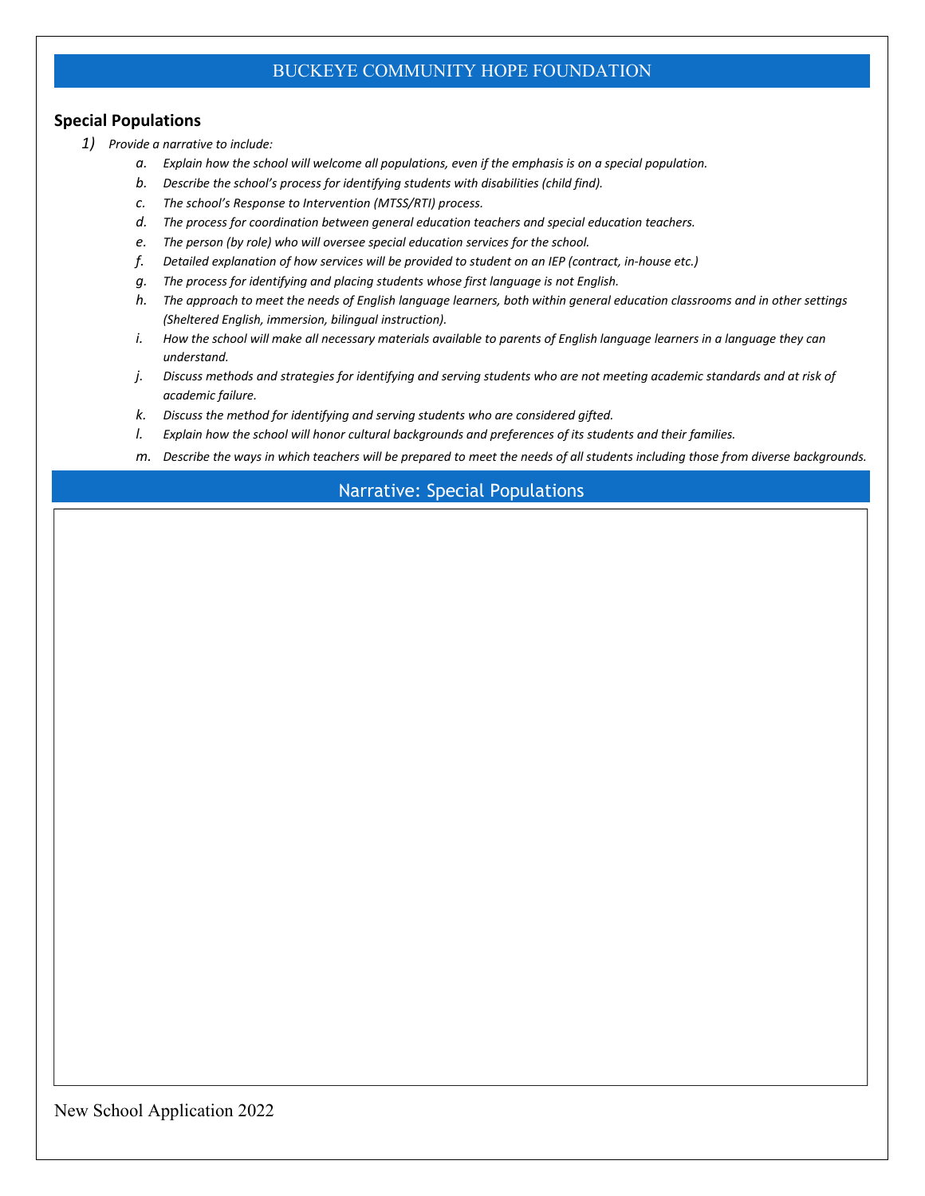BUCKEYE COMMUNITY HOPE FOUNDATION

## Special Populations

1) *Provide a narrative to include:*
   a. *Explain how the school will welcome all populations, even if the emphasis is on a special population.*
   b. *Describe the school's process for identifying students with disabilities (child find).*
   c. *The school's Response to Intervention (MTSS/RTI) process.*
   d. *The process for coordination between general education teachers and special education teachers.*
   e. *The person (by role) who will oversee special education services for the school.*
   f. *Detailed explanation of how services will be provided to student on an IEP (contract, in-house etc.)*
   g. *The process for identifying and placing students whose first language is not English.*
   h. *The approach to meet the needs of English language learners, both within general education classrooms and in other settings (Sheltered English, immersion, bilingual instruction).*
   i. *How the school will make all necessary materials available to parents of English language learners in a language they can understand.*
   j. *Discuss methods and strategies for identifying and serving students who are not meeting academic standards and at risk of academic failure.*
   k. *Discuss the method for identifying and serving students who are considered gifted.*
   l. *Explain how the school will honor cultural backgrounds and preferences of its students and their families.*
   m. *Describe the ways in which teachers will be prepared to meet the needs of all students including those from diverse backgrounds.*

### Narrative: Special Populations

New School Application 2022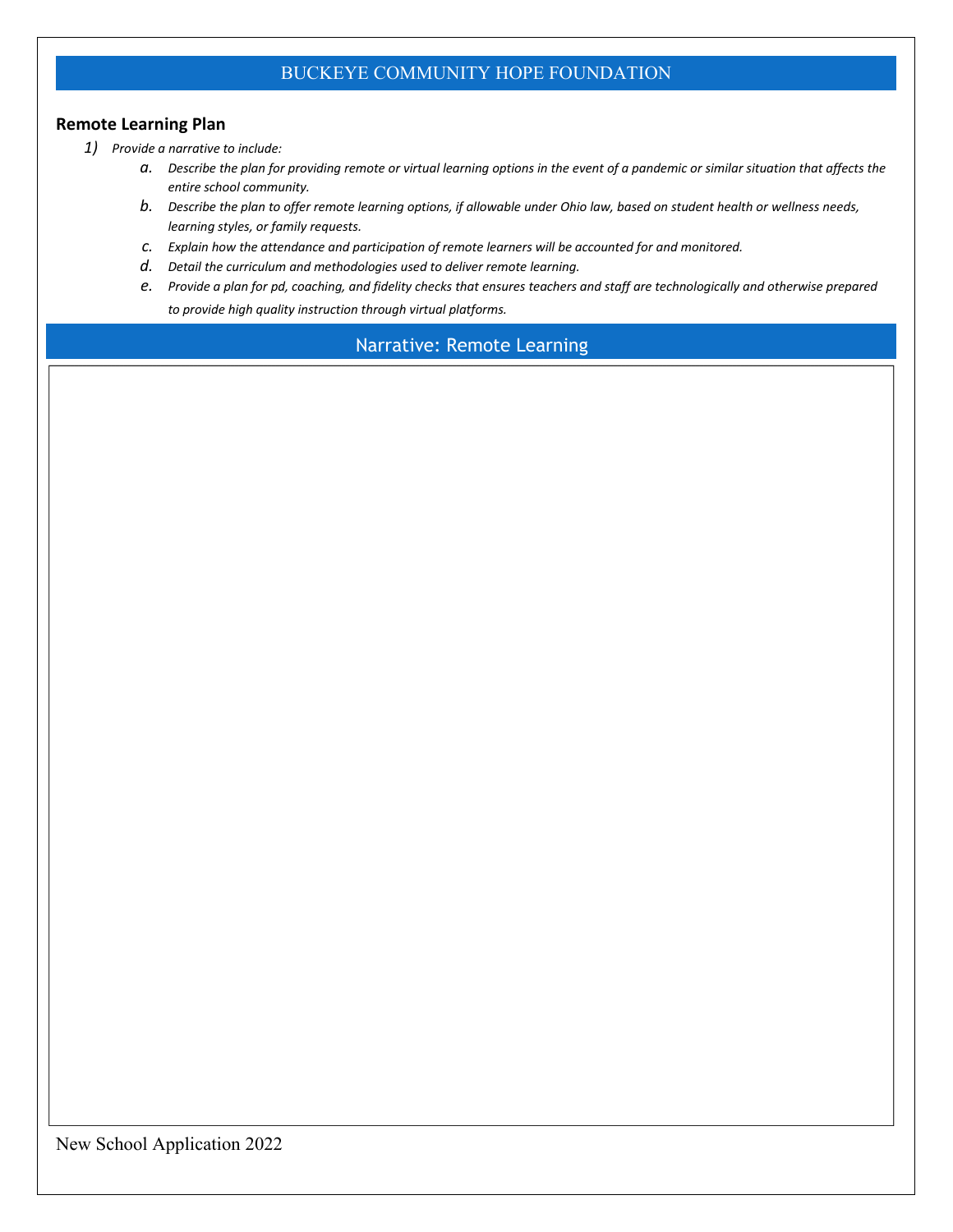# BUCKEYE COMMUNITY HOPE FOUNDATION

**Remote Learning Plan**

1) *Provide a narrative to include:*
   a. *Describe the plan for providing remote or virtual learning options in the event of a pandemic or similar situation that affects the entire school community.*
   b. *Describe the plan to offer remote learning options, if allowable under Ohio law, based on student health or wellness needs, learning styles, or family requests.*
   c. *Explain how the attendance and participation of remote learners will be accounted for and monitored.*
   d. *Detail the curriculum and methodologies used to deliver remote learning.*
   e. *Provide a plan for pd, coaching, and fidelity checks that ensures teachers and staff are technologically and otherwise prepared to provide high quality instruction through virtual platforms.*

## Narrative: Remote Learning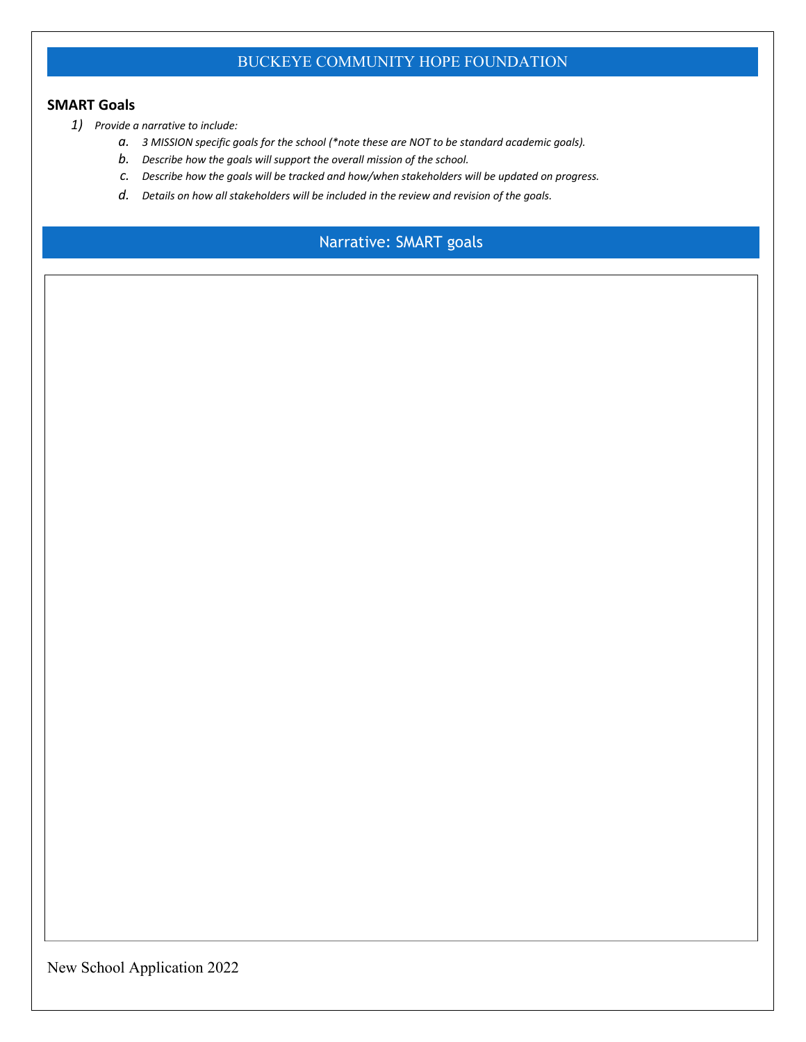# BUCKEYE COMMUNITY HOPE FOUNDATION

**SMART Goals**

1) *Provide a narrative to include:*
   a. *3 MISSION specific goals for the school (*note these are NOT to be standard academic goals).*
   b. *Describe how the goals will support the overall mission of the school.*
   c. *Describe how the goals will be tracked and how/when stakeholders will be updated on progress.*
   d. *Details on how all stakeholders will be included in the review and revision of the goals.*

## Narrative: SMART goals

New School Application 2022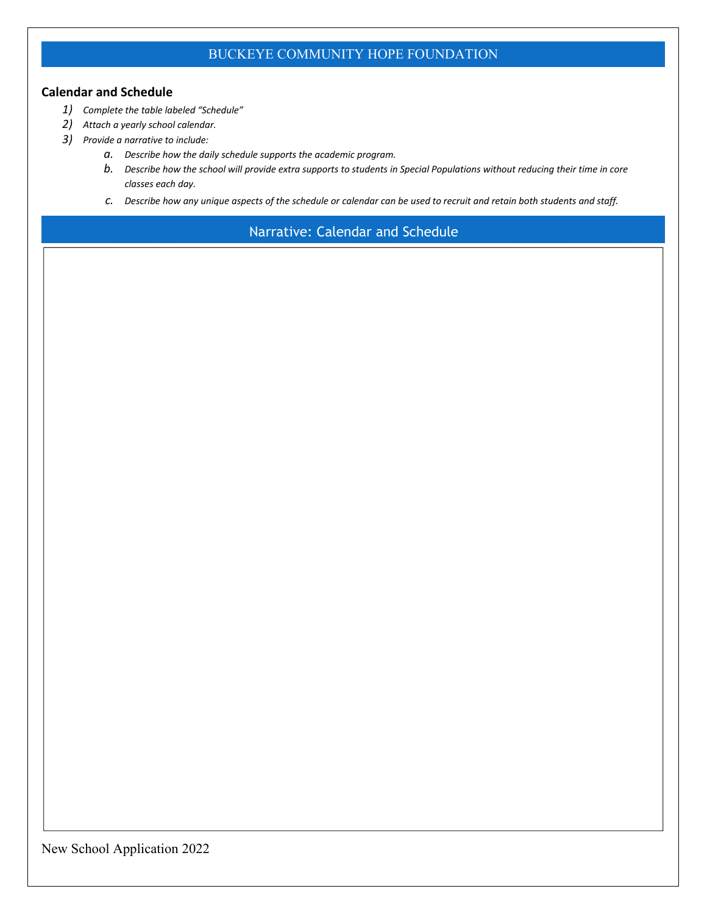## Calendar and Schedule

1) *Complete the table labeled "Schedule"*
2) *Attach a yearly school calendar.*
3) *Provide a narrative to include:*
   a. *Describe how the daily schedule supports the academic program.*
   b. *Describe how the school will provide extra supports to students in Special Populations without reducing their time in core classes each day.*
   c. *Describe how any unique aspects of the schedule or calendar can be used to recruit and retain both students and staff.*

## Narrative: Calendar and Schedule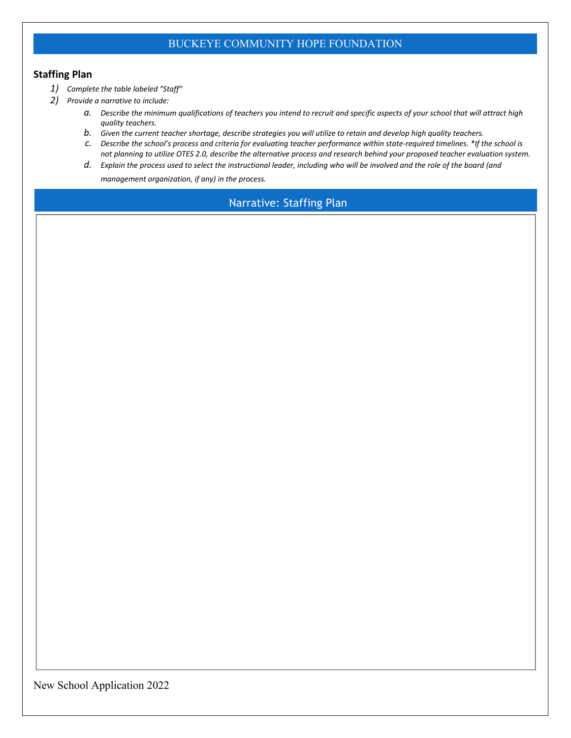BUCKEYE COMMUNITY HOPE FOUNDATION

**Staffing Plan**

1) *Complete the table labeled "Staff"*
2) *Provide a narrative to include:*
   a. *Describe the minimum qualifications of teachers you intend to recruit and specific aspects of your school that will attract high quality teachers.*
   b. *Given the current teacher shortage, describe strategies you will utilize to retain and develop high quality teachers.*
   c. *Describe the school's process and criteria for evaluating teacher performance within state-required timelines. *If the school is not planning to utilize OTES 2.0, describe the alternative process and research behind your proposed teacher evaluation system.*
   d. *Explain the process used to select the instructional leader, including who will be involved and the role of the board (and management organization, if any) in the process.*

## Narrative: Staffing Plan

New School Application 2022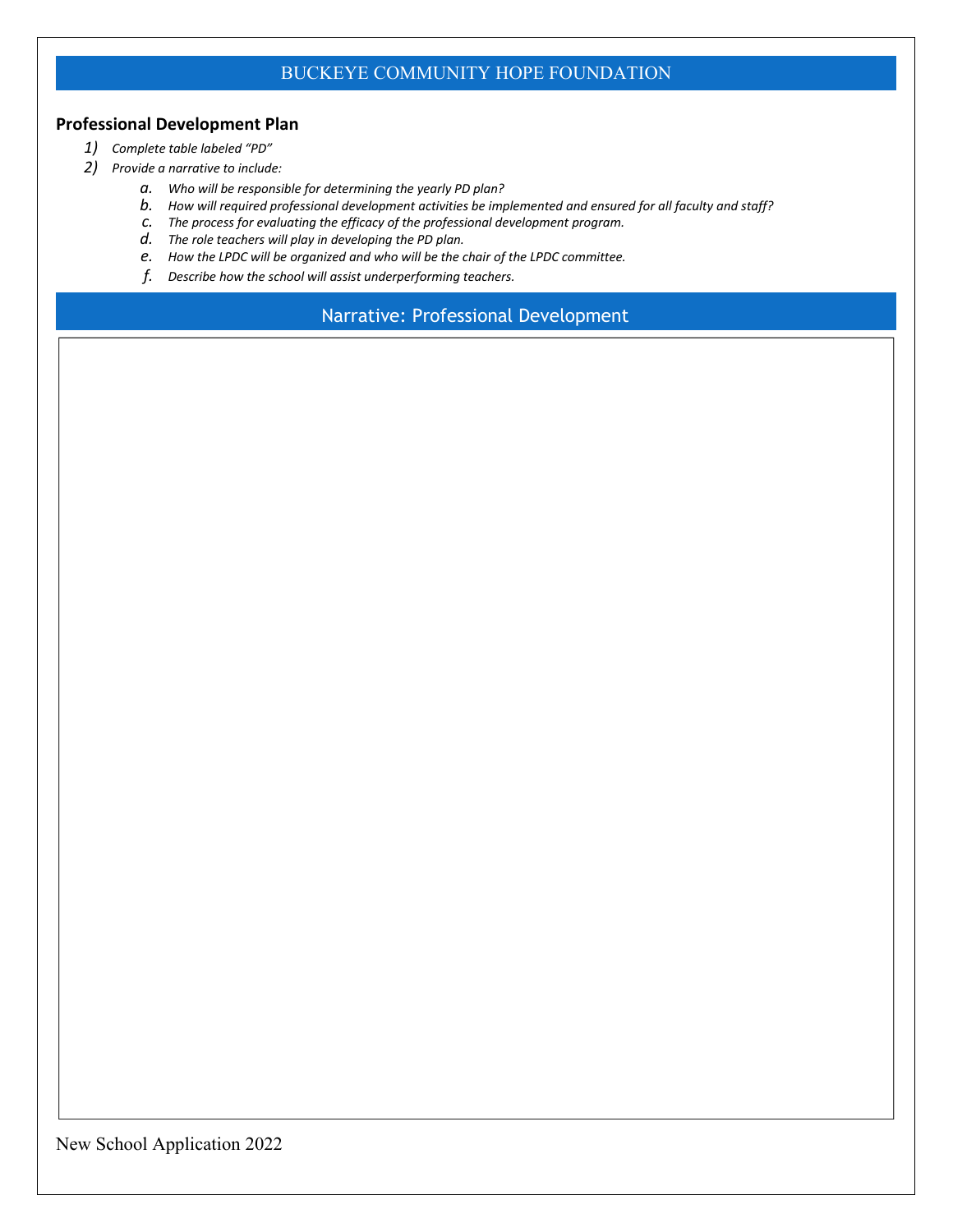BUCKEYE COMMUNITY HOPE FOUNDATION

## Professional Development Plan

1) *Complete table labeled "PD"*
2) *Provide a narrative to include:*
   a. *Who will be responsible for determining the yearly PD plan?*
   b. *How will required professional development activities be implemented and ensured for all faculty and staff?*
   c. *The process for evaluating the efficacy of the professional development program.*
   d. *The role teachers will play in developing the PD plan.*
   e. *How the LPDC will be organized and who will be the chair of the LPDC committee.*
   f. *Describe how the school will assist underperforming teachers.*

## Narrative: Professional Development

New School Application 2022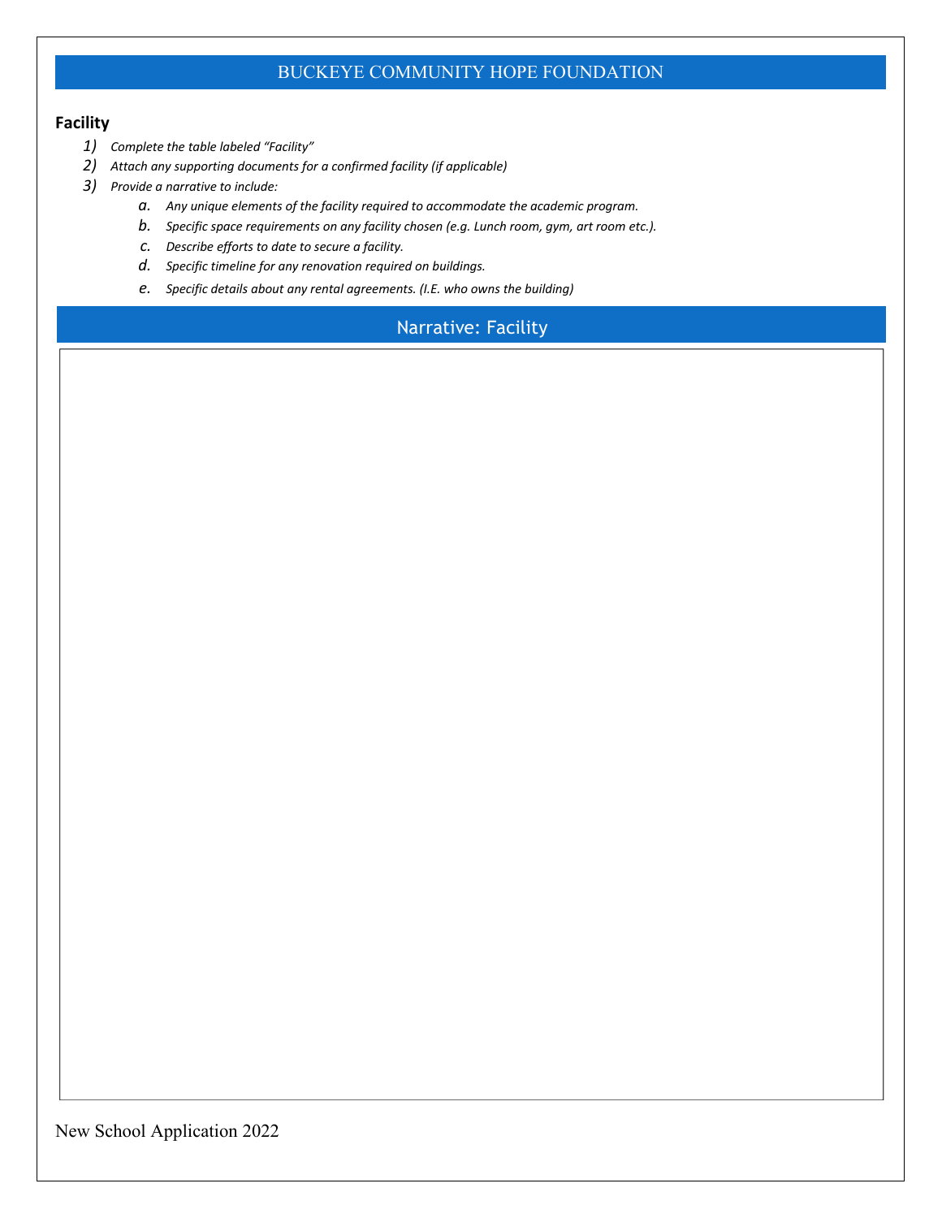## BUCKEYE COMMUNITY HOPE FOUNDATION

**Facility**

1) *Complete the table labeled "Facility"*
2) *Attach any supporting documents for a confirmed facility (if applicable)*
3) *Provide a narrative to include:*
    a. *Any unique elements of the facility required to accommodate the academic program.*
    b. *Specific space requirements on any facility chosen (e.g. Lunch room, gym, art room etc.).*
    c. *Describe efforts to date to secure a facility.*
    d. *Specific timeline for any renovation required on buildings.*
    e. *Specific details about any rental agreements. (I.E. who owns the building)*

## Narrative: Facility

New School Application 2022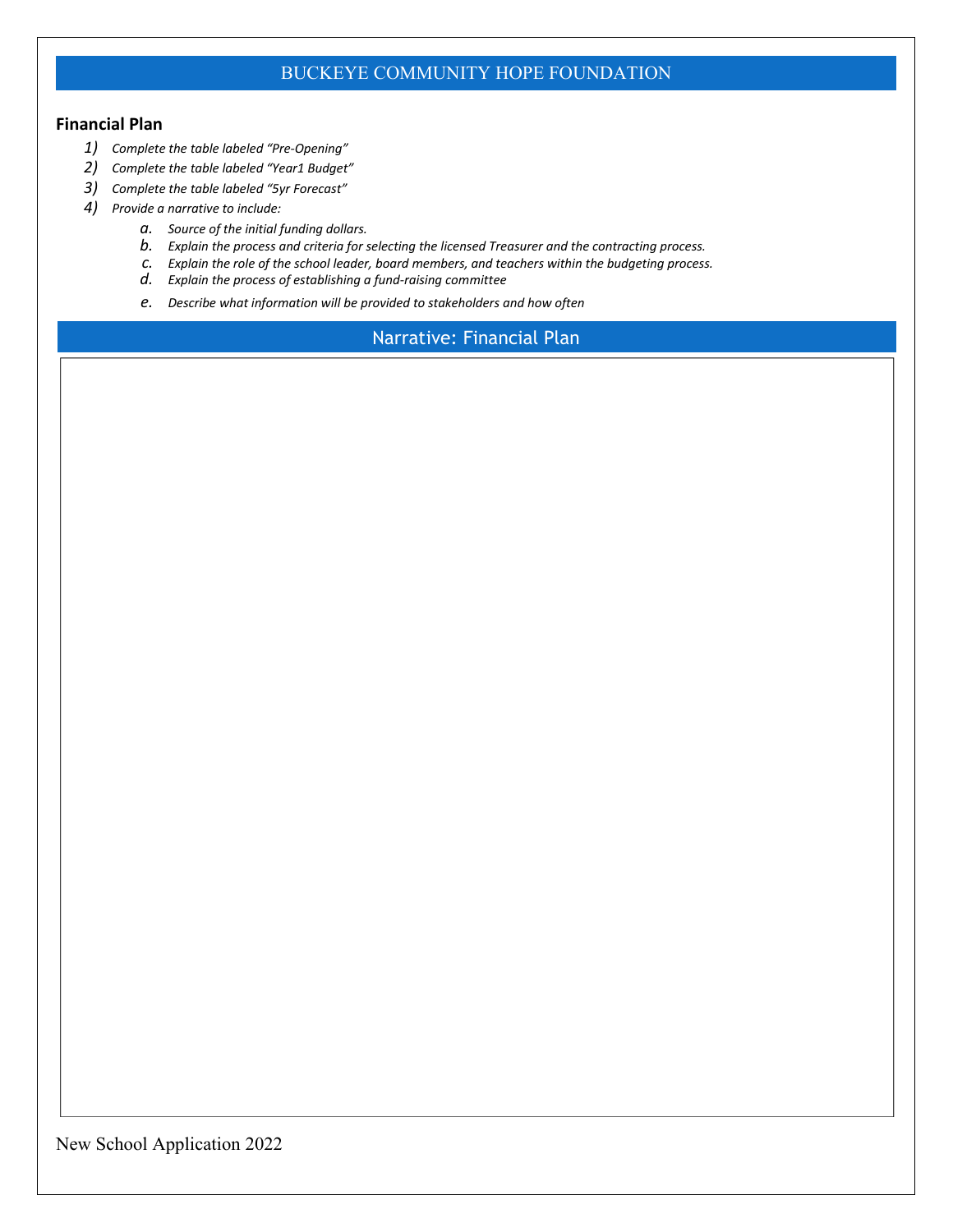## BUCKEYE COMMUNITY HOPE FOUNDATION

### Financial Plan

1) *Complete the table labeled "Pre-Opening"*
2) *Complete the table labeled "Year1 Budget"*
3) *Complete the table labeled "5yr Forecast"*
4) *Provide a narrative to include:*
    a. *Source of the initial funding dollars.*
    b. *Explain the process and criteria for selecting the licensed Treasurer and the contracting process.*
    c. *Explain the role of the school leader, board members, and teachers within the budgeting process.*
    d. *Explain the process of establishing a fund-raising committee*
    e. *Describe what information will be provided to stakeholders and how often*

### Narrative: Financial Plan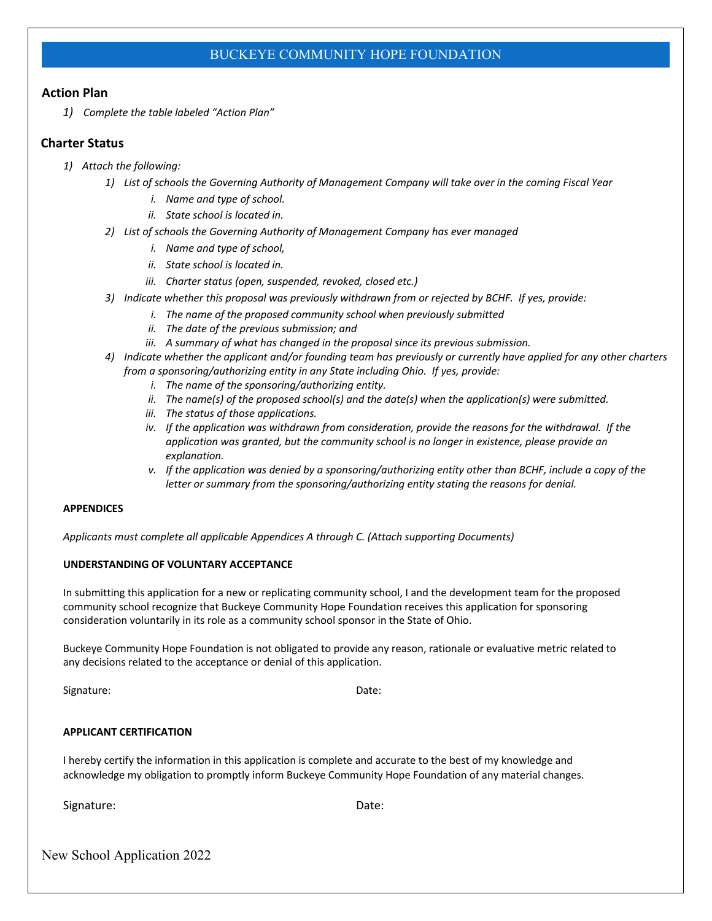## Action Plan

1) *Complete the table labeled "Action Plan"*

## Charter Status

1) *Attach the following:*
   1) *List of schools the Governing Authority of Management Company will take over in the coming Fiscal Year*
      i. *Name and type of school.*
      ii. *State school is located in.*
   2) *List of schools the Governing Authority of Management Company has ever managed*
      i. *Name and type of school,*
      ii. *State school is located in.*
      iii. *Charter status (open, suspended, revoked, closed etc.)*
   3) *Indicate whether this proposal was previously withdrawn from or rejected by BCHF. If yes, provide:*
      i. *The name of the proposed community school when previously submitted*
      ii. *The date of the previous submission; and*
      iii. *A summary of what has changed in the proposal since its previous submission.*
   4) *Indicate whether the applicant and/or founding team has previously or currently have applied for any other charters from a sponsoring/authorizing entity in any State including Ohio. If yes, provide:*
      i. *The name of the sponsoring/authorizing entity.*
      ii. *The name(s) of the proposed school(s) and the date(s) when the application(s) were submitted.*
      iii. *The status of those applications.*
      iv. *If the application was withdrawn from consideration, provide the reasons for the withdrawal. If the application was granted, but the community school is no longer in existence, please provide an explanation.*
      v. *If the application was denied by a sponsoring/authorizing entity other than BCHF, include a copy of the letter or summary from the sponsoring/authorizing entity stating the reasons for denial.*

**APPENDICES**

*Applicants must complete all applicable Appendices A through C. (Attach supporting Documents)*

**UNDERSTANDING OF VOLUNTARY ACCEPTANCE**

In submitting this application for a new or replicating community school, I and the development team for the proposed community school recognize that Buckeye Community Hope Foundation receives this application for sponsoring consideration voluntarily in its role as a community school sponsor in the State of Ohio.

Buckeye Community Hope Foundation is not obligated to provide any reason, rationale or evaluative metric related to any decisions related to the acceptance or denial of this application.

Signature: Date:

**APPLICANT CERTIFICATION**

I hereby certify the information in this application is complete and accurate to the best of my knowledge and acknowledge my obligation to promptly inform Buckeye Community Hope Foundation of any material changes.

Signature: Date: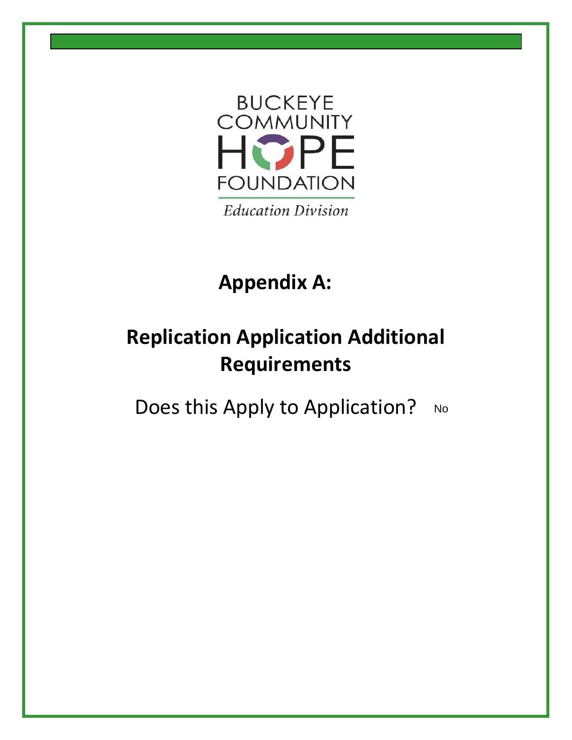BUCKEYE COMMUNITY HOPE FOUNDATION

*Education Division*

# Appendix A:

# Replication Application Additional Requirements

Does this Apply to Application? No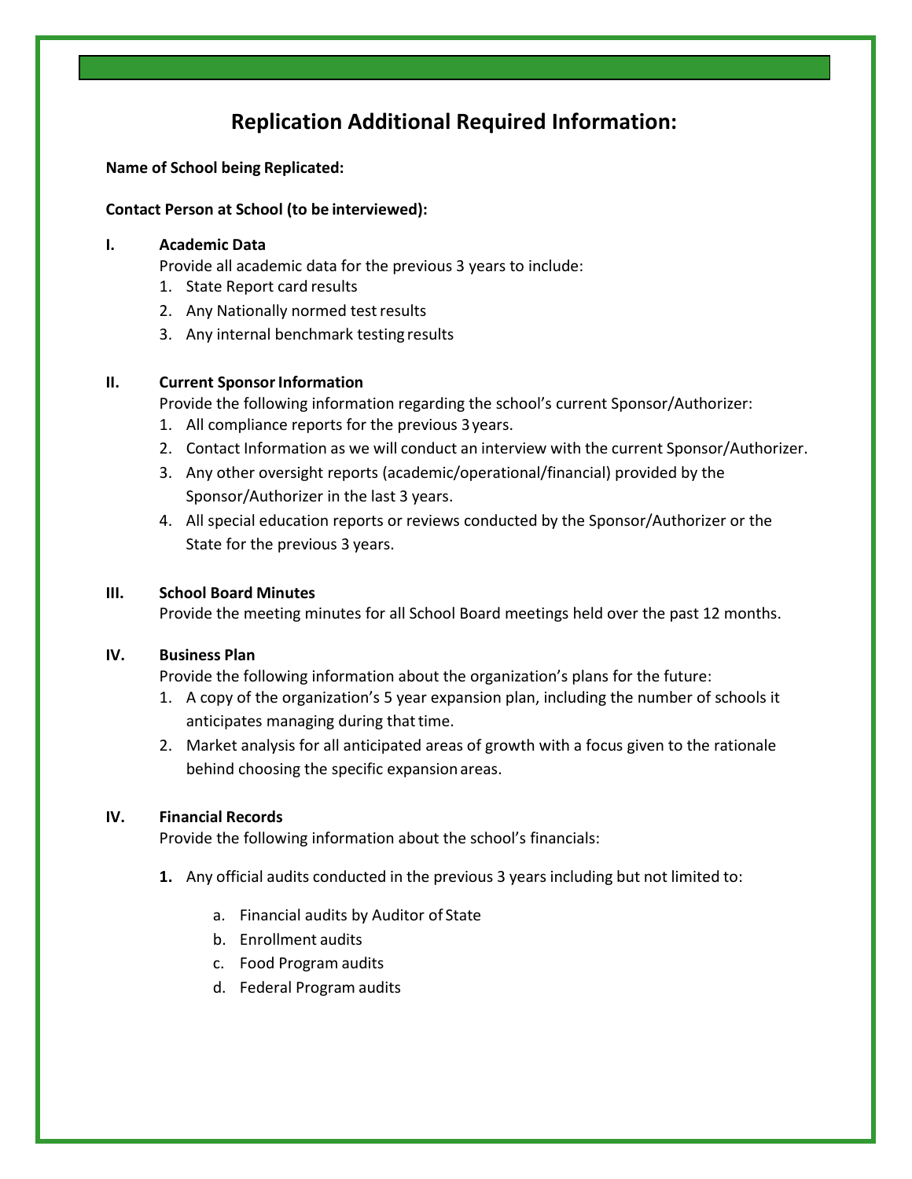## Replication Additional Required Information:

**Name of School being Replicated:**

**Contact Person at School (to be interviewed):**

**I. Academic Data**

Provide all academic data for the previous 3 years to include:

1. State Report card results
2. Any Nationally normed test results
3. Any internal benchmark testing results

**II. Current Sponsor Information**

Provide the following information regarding the school's current Sponsor/Authorizer:

1. All compliance reports for the previous 3 years.
2. Contact Information as we will conduct an interview with the current Sponsor/Authorizer.
3. Any other oversight reports (academic/operational/financial) provided by the Sponsor/Authorizer in the last 3 years.
4. All special education reports or reviews conducted by the Sponsor/Authorizer or the State for the previous 3 years.

**III. School Board Minutes**

Provide the meeting minutes for all School Board meetings held over the past 12 months.

**IV. Business Plan**

Provide the following information about the organization's plans for the future:

1. A copy of the organization's 5 year expansion plan, including the number of schools it anticipates managing during that time.
2. Market analysis for all anticipated areas of growth with a focus given to the rationale behind choosing the specific expansion areas.

**IV. Financial Records**

Provide the following information about the school's financials:

**1.** Any official audits conducted in the previous 3 years including but not limited to:

   a. Financial audits by Auditor of State
   b. Enrollment audits
   c. Food Program audits
   d. Federal Program audits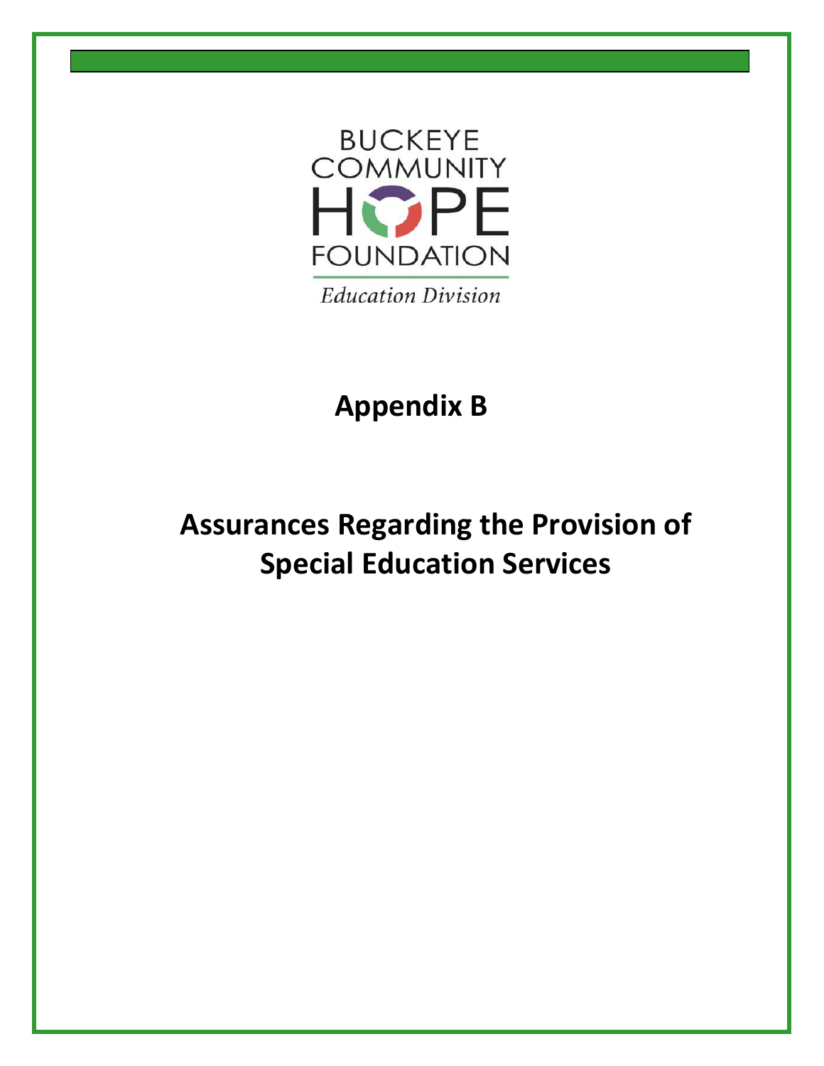BUCKEYE COMMUNITY HOPE FOUNDATION

*Education Division*

# Appendix B

# Assurances Regarding the Provision of Special Education Services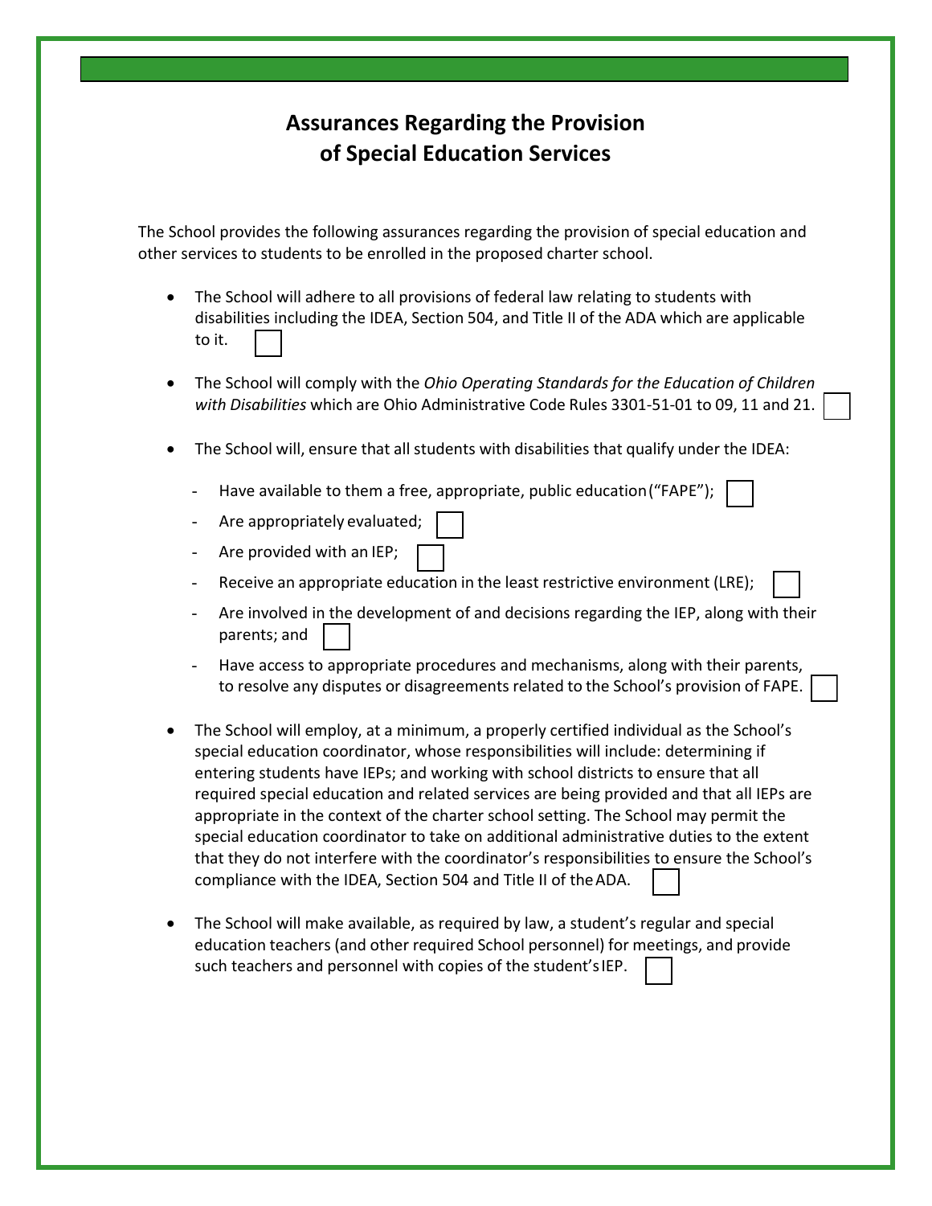## Assurances Regarding the Provision of Special Education Services

The School provides the following assurances regarding the provision of special education and other services to students to be enrolled in the proposed charter school.

- The School will adhere to all provisions of federal law relating to students with disabilities including the IDEA, Section 504, and Title II of the ADA which are applicable to it. ☐
- The School will comply with the *Ohio Operating Standards for the Education of Children with Disabilities* which are Ohio Administrative Code Rules 3301-51-01 to 09, 11 and 21. ☐
- The School will, ensure that all students with disabilities that qualify under the IDEA:
  - Have available to them a free, appropriate, public education ("FAPE"); ☐
  - Are appropriately evaluated; ☐
  - Are provided with an IEP; ☐
  - Receive an appropriate education in the least restrictive environment (LRE); ☐
  - Are involved in the development of and decisions regarding the IEP, along with their parents; and ☐
  - Have access to appropriate procedures and mechanisms, along with their parents, to resolve any disputes or disagreements related to the School's provision of FAPE. ☐
- The School will employ, at a minimum, a properly certified individual as the School's special education coordinator, whose responsibilities will include: determining if entering students have IEPs; and working with school districts to ensure that all required special education and related services are being provided and that all IEPs are appropriate in the context of the charter school setting. The School may permit the special education coordinator to take on additional administrative duties to the extent that they do not interfere with the coordinator's responsibilities to ensure the School's compliance with the IDEA, Section 504 and Title II of the ADA. ☐
- The School will make available, as required by law, a student's regular and special education teachers (and other required School personnel) for meetings, and provide such teachers and personnel with copies of the student's IEP. ☐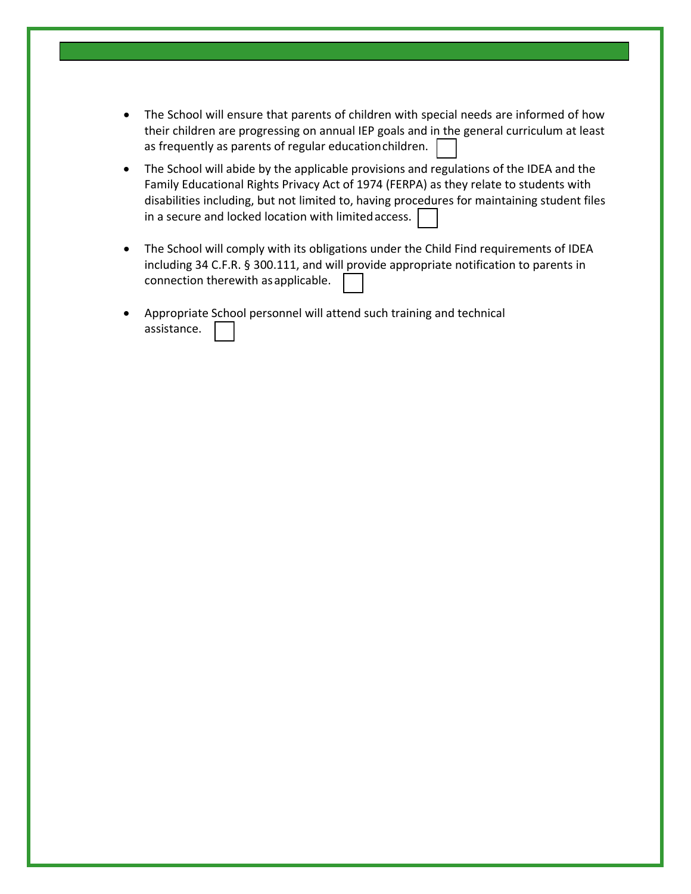- The School will ensure that parents of children with special needs are informed of how their children are progressing on annual IEP goals and in the general curriculum at least as frequently as parents of regular education children. ☐

- The School will abide by the applicable provisions and regulations of the IDEA and the Family Educational Rights Privacy Act of 1974 (FERPA) as they relate to students with disabilities including, but not limited to, having procedures for maintaining student files in a secure and locked location with limited access. ☐

- The School will comply with its obligations under the Child Find requirements of IDEA including 34 C.F.R. § 300.111, and will provide appropriate notification to parents in connection therewith as applicable. ☐

- Appropriate School personnel will attend such training and technical assistance. ☐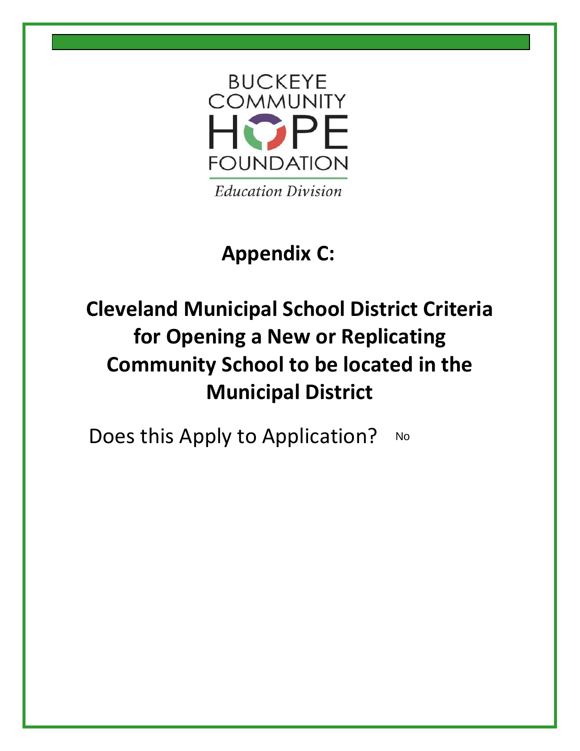BUCKEYE COMMUNITY HOPE FOUNDATION

*Education Division*

# Appendix C:

# Cleveland Municipal School District Criteria for Opening a New or Replicating Community School to be located in the Municipal District

Does this Apply to Application? No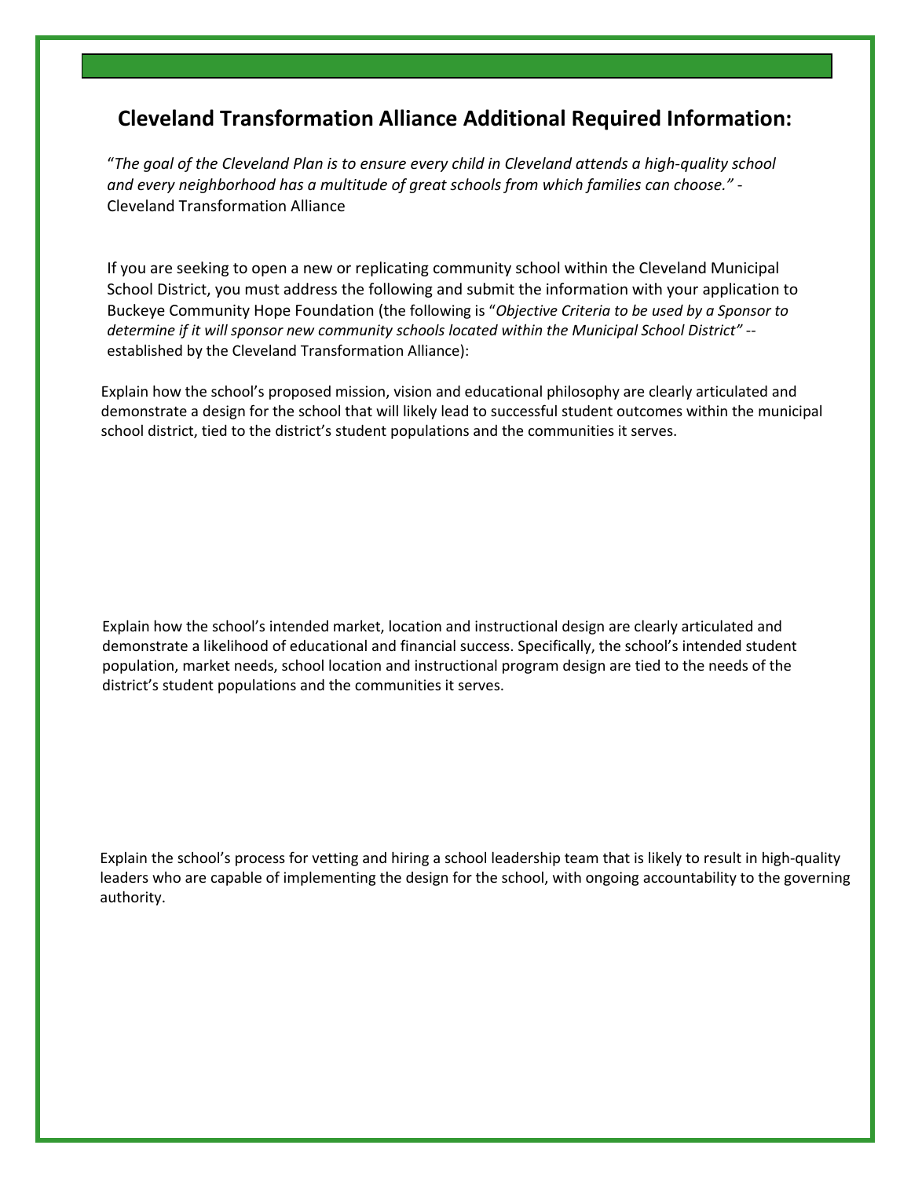## Cleveland Transformation Alliance Additional Required Information:

"*The goal of the Cleveland Plan is to ensure every child in Cleveland attends a high-quality school and every neighborhood has a multitude of great schools from which families can choose.*" - Cleveland Transformation Alliance

If you are seeking to open a new or replicating community school within the Cleveland Municipal School District, you must address the following and submit the information with your application to Buckeye Community Hope Foundation (the following is "*Objective Criteria to be used by a Sponsor to determine if it will sponsor new community schools located within the Municipal School District"* -- established by the Cleveland Transformation Alliance):

Explain how the school's proposed mission, vision and educational philosophy are clearly articulated and demonstrate a design for the school that will likely lead to successful student outcomes within the municipal school district, tied to the district's student populations and the communities it serves.

Explain how the school's intended market, location and instructional design are clearly articulated and demonstrate a likelihood of educational and financial success. Specifically, the school's intended student population, market needs, school location and instructional program design are tied to the needs of the district's student populations and the communities it serves.

Explain the school's process for vetting and hiring a school leadership team that is likely to result in high-quality leaders who are capable of implementing the design for the school, with ongoing accountability to the governing authority.